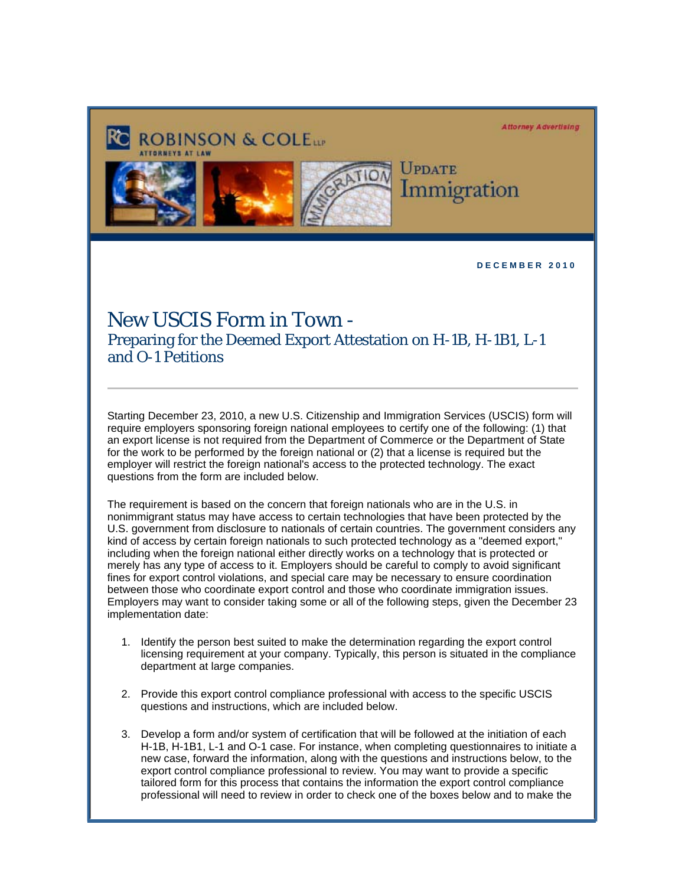ROBINSON & COLE LLP
ATTORNEYS AT LAW

Attorney Advertising

UPDATE
Immigration

**DECEMBER 2010**

# New USCIS Form in Town -

## Preparing for the Deemed Export Attestation on H-1B, H-1B1, L-1 and O-1 Petitions

Starting December 23, 2010, a new U.S. Citizenship and Immigration Services (USCIS) form will require employers sponsoring foreign national employees to certify one of the following: (1) that an export license is not required from the Department of Commerce or the Department of State for the work to be performed by the foreign national or (2) that a license is required but the employer will restrict the foreign national's access to the protected technology. The exact questions from the form are included below.

The requirement is based on the concern that foreign nationals who are in the U.S. in nonimmigrant status may have access to certain technologies that have been protected by the U.S. government from disclosure to nationals of certain countries. The government considers any kind of access by certain foreign nationals to such protected technology as a "deemed export," including when the foreign national either directly works on a technology that is protected or merely has any type of access to it. Employers should be careful to comply to avoid significant fines for export control violations, and special care may be necessary to ensure coordination between those who coordinate export control and those who coordinate immigration issues. Employers may want to consider taking some or all of the following steps, given the December 23 implementation date:

1. Identify the person best suited to make the determination regarding the export control licensing requirement at your company. Typically, this person is situated in the compliance department at large companies.

2. Provide this export control compliance professional with access to the specific USCIS questions and instructions, which are included below.

3. Develop a form and/or system of certification that will be followed at the initiation of each H-1B, H-1B1, L-1 and O-1 case. For instance, when completing questionnaires to initiate a new case, forward the information, along with the questions and instructions below, to the export control compliance professional to review. You may want to provide a specific tailored form for this process that contains the information the export control compliance professional will need to review in order to check one of the boxes below and to make the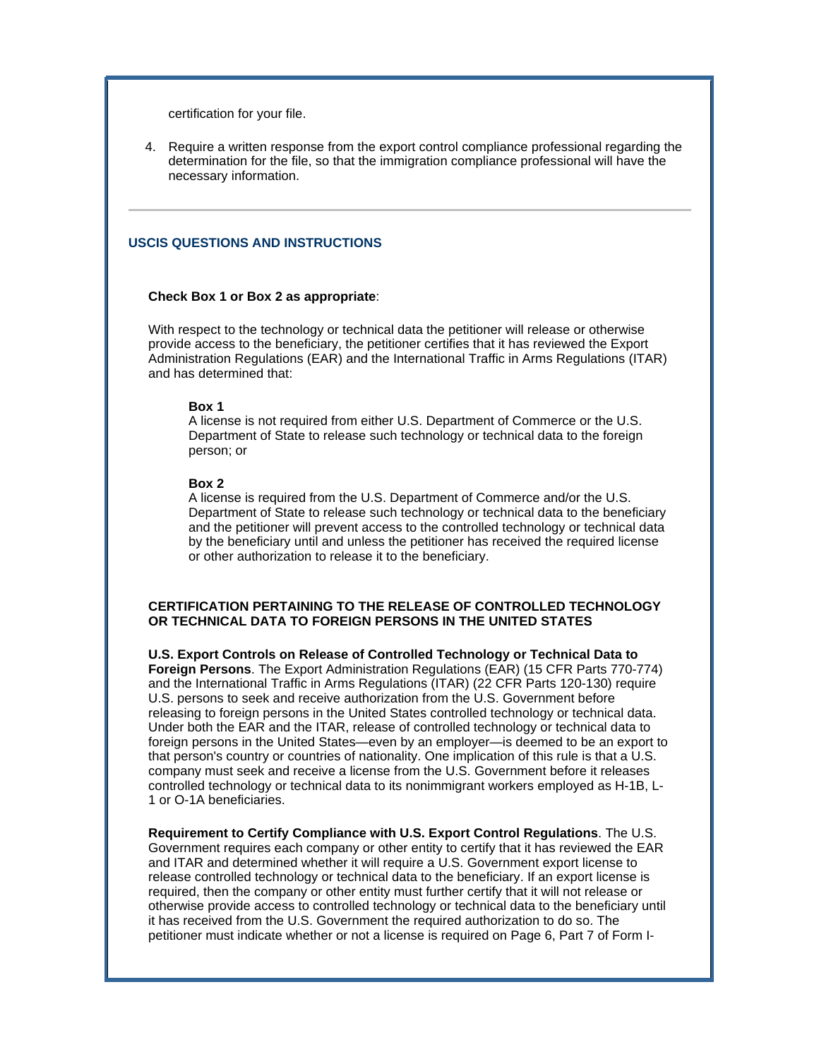certification for your file.

4. Require a written response from the export control compliance professional regarding the determination for the file, so that the immigration compliance professional will have the necessary information.

---

## USCIS QUESTIONS AND INSTRUCTIONS

**Check Box 1 or Box 2 as appropriate**:

With respect to the technology or technical data the petitioner will release or otherwise provide access to the beneficiary, the petitioner certifies that it has reviewed the Export Administration Regulations (EAR) and the International Traffic in Arms Regulations (ITAR) and has determined that:

**Box 1**
A license is not required from either U.S. Department of Commerce or the U.S. Department of State to release such technology or technical data to the foreign person; or

**Box 2**
A license is required from the U.S. Department of Commerce and/or the U.S. Department of State to release such technology or technical data to the beneficiary and the petitioner will prevent access to the controlled technology or technical data by the beneficiary until and unless the petitioner has received the required license or other authorization to release it to the beneficiary.

**CERTIFICATION PERTAINING TO THE RELEASE OF CONTROLLED TECHNOLOGY OR TECHNICAL DATA TO FOREIGN PERSONS IN THE UNITED STATES**

**U.S. Export Controls on Release of Controlled Technology or Technical Data to Foreign Persons**. The Export Administration Regulations (EAR) (15 CFR Parts 770-774) and the International Traffic in Arms Regulations (ITAR) (22 CFR Parts 120-130) require U.S. persons to seek and receive authorization from the U.S. Government before releasing to foreign persons in the United States controlled technology or technical data. Under both the EAR and the ITAR, release of controlled technology or technical data to foreign persons in the United States—even by an employer—is deemed to be an export to that person's country or countries of nationality. One implication of this rule is that a U.S. company must seek and receive a license from the U.S. Government before it releases controlled technology or technical data to its nonimmigrant workers employed as H-1B, L-1 or O-1A beneficiaries.

**Requirement to Certify Compliance with U.S. Export Control Regulations**. The U.S. Government requires each company or other entity to certify that it has reviewed the EAR and ITAR and determined whether it will require a U.S. Government export license to release controlled technology or technical data to the beneficiary. If an export license is required, then the company or other entity must further certify that it will not release or otherwise provide access to controlled technology or technical data to the beneficiary until it has received from the U.S. Government the required authorization to do so. The petitioner must indicate whether or not a license is required on Page 6, Part 7 of Form I-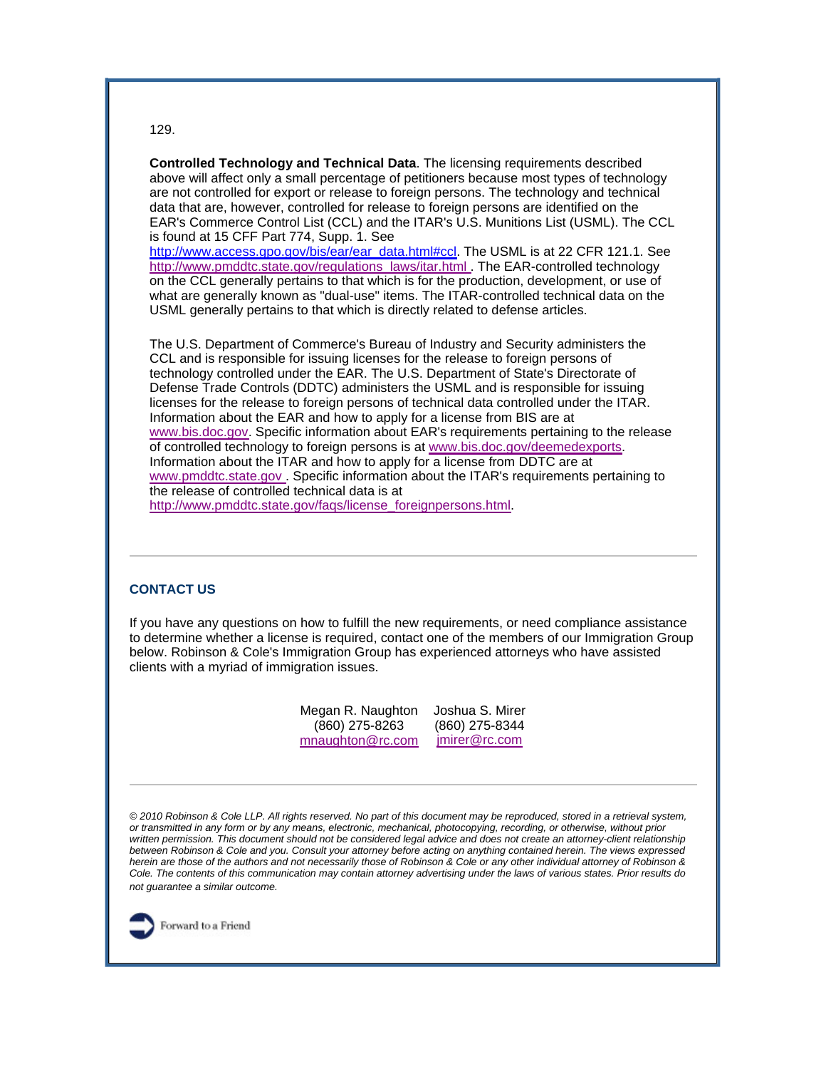129.

**Controlled Technology and Technical Data**. The licensing requirements described above will affect only a small percentage of petitioners because most types of technology are not controlled for export or release to foreign persons. The technology and technical data that are, however, controlled for release to foreign persons are identified on the EAR's Commerce Control List (CCL) and the ITAR's U.S. Munitions List (USML). The CCL is found at 15 CFF Part 774, Supp. 1. See http://www.access.gpo.gov/bis/ear/ear_data.html#ccl. The USML is at 22 CFR 121.1. See http://www.pmddtc.state.gov/regulations_laws/itar.html . The EAR-controlled technology on the CCL generally pertains to that which is for the production, development, or use of what are generally known as "dual-use" items. The ITAR-controlled technical data on the USML generally pertains to that which is directly related to defense articles.

The U.S. Department of Commerce's Bureau of Industry and Security administers the CCL and is responsible for issuing licenses for the release to foreign persons of technology controlled under the EAR. The U.S. Department of State's Directorate of Defense Trade Controls (DDTC) administers the USML and is responsible for issuing licenses for the release to foreign persons of technical data controlled under the ITAR. Information about the EAR and how to apply for a license from BIS are at www.bis.doc.gov. Specific information about EAR's requirements pertaining to the release of controlled technology to foreign persons is at www.bis.doc.gov/deemedexports. Information about the ITAR and how to apply for a license from DDTC are at www.pmddtc.state.gov . Specific information about the ITAR's requirements pertaining to the release of controlled technical data is at http://www.pmddtc.state.gov/faqs/license_foreignpersons.html.

---

## CONTACT US

If you have any questions on how to fulfill the new requirements, or need compliance assistance to determine whether a license is required, contact one of the members of our Immigration Group below. Robinson & Cole's Immigration Group has experienced attorneys who have assisted clients with a myriad of immigration issues.

| | |
|---|---|
| Megan R. Naughton | Joshua S. Mirer |
| (860) 275-8263 | (860) 275-8344 |
| mnaughton@rc.com | jmirer@rc.com |

---

*© 2010 Robinson & Cole LLP. All rights reserved. No part of this document may be reproduced, stored in a retrieval system, or transmitted in any form or by any means, electronic, mechanical, photocopying, recording, or otherwise, without prior written permission. This document should not be considered legal advice and does not create an attorney-client relationship between Robinson & Cole and you. Consult your attorney before acting on anything contained herein. The views expressed herein are those of the authors and not necessarily those of Robinson & Cole or any other individual attorney of Robinson & Cole. The contents of this communication may contain attorney advertising under the laws of various states. Prior results do not guarantee a similar outcome.*

Forward to a Friend